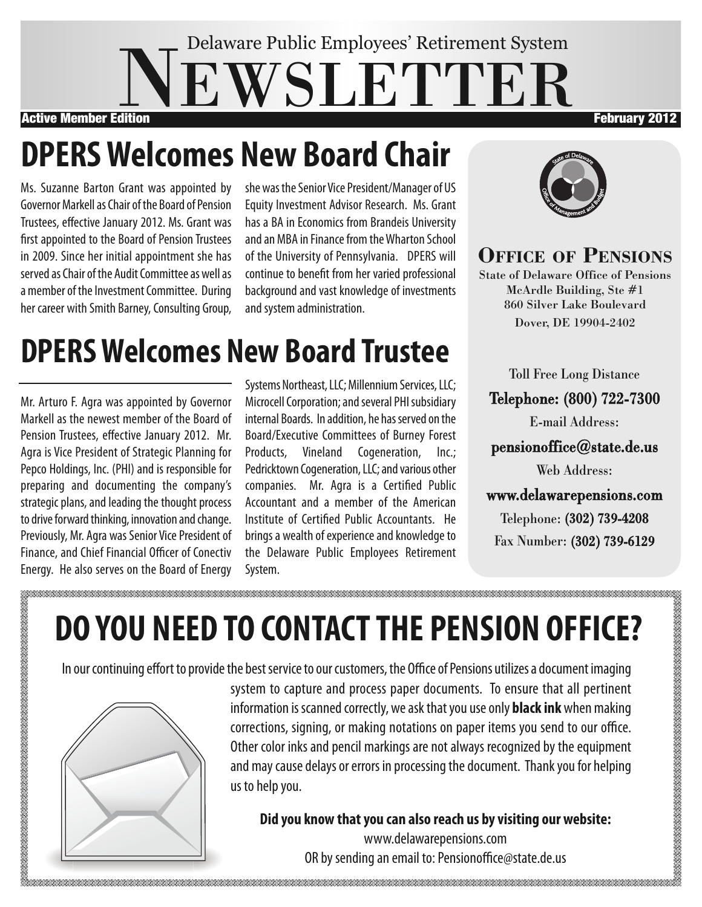Delaware Public Employees' Retirement System

# NEWSLETTER

**Active Member Edition** **February 2012**

## DPERS Welcomes New Board Chair

Ms. Suzanne Barton Grant was appointed by Governor Markell as Chair of the Board of Pension Trustees, effective January 2012. Ms. Grant was first appointed to the Board of Pension Trustees in 2009. Since her initial appointment she has served as Chair of the Audit Committee as well as a member of the Investment Committee. During her career with Smith Barney, Consulting Group, she was the Senior Vice President/Manager of US Equity Investment Advisor Research. Ms. Grant has a BA in Economics from Brandeis University and an MBA in Finance from the Wharton School of the University of Pennsylvania. DPERS will continue to benefit from her varied professional background and vast knowledge of investments and system administration.

## DPERS Welcomes New Board Trustee

Mr. Arturo F. Agra was appointed by Governor Markell as the newest member of the Board of Pension Trustees, effective January 2012. Mr. Agra is Vice President of Strategic Planning for Pepco Holdings, Inc. (PHI) and is responsible for preparing and documenting the company's strategic plans, and leading the thought process to drive forward thinking, innovation and change. Previously, Mr. Agra was Senior Vice President of Finance, and Chief Financial Officer of Conectiv Energy. He also serves on the Board of Energy Systems Northeast, LLC; Millennium Services, LLC; Microcell Corporation; and several PHI subsidiary internal Boards. In addition, he has served on the Board/Executive Committees of Burney Forest Products, Vineland Cogeneration, Inc.; Pedricktown Cogeneration, LLC; and various other companies. Mr. Agra is a Certified Public Accountant and a member of the American Institute of Certified Public Accountants. He brings a wealth of experience and knowledge to the Delaware Public Employees Retirement System.

### OFFICE OF PENSIONS

State of Delaware Office of Pensions
McArdle Building, Ste #1
860 Silver Lake Boulevard
Dover, DE 19904-2402

Toll Free Long Distance
**Telephone: (800) 722-7300**

E-mail Address:
**pensionoffice@state.de.us**

Web Address:
**www.delawarepensions.com**

Telephone: **(302) 739-4208**
Fax Number: **(302) 739-6129**

## DO YOU NEED TO CONTACT THE PENSION OFFICE?

In our continuing effort to provide the best service to our customers, the Office of Pensions utilizes a document imaging system to capture and process paper documents. To ensure that all pertinent information is scanned correctly, we ask that you use only **black ink** when making corrections, signing, or making notations on paper items you send to our office. Other color inks and pencil markings are not always recognized by the equipment and may cause delays or errors in processing the document. Thank you for helping us to help you.

**Did you know that you can also reach us by visiting our website:**
www.delawarepensions.com
OR by sending an email to: Pensionoffice@state.de.us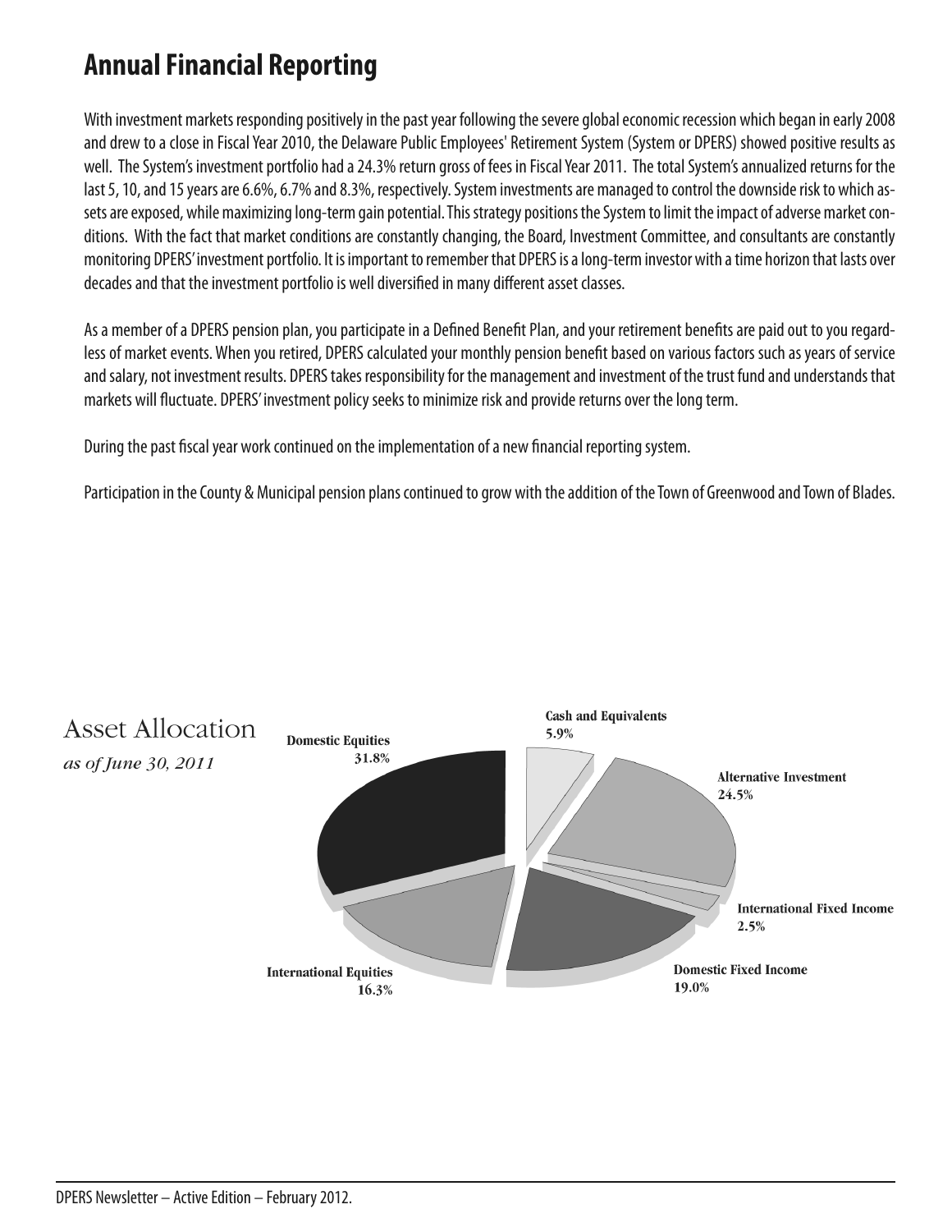# Annual Financial Reporting

With investment markets responding positively in the past year following the severe global economic recession which began in early 2008 and drew to a close in Fiscal Year 2010, the Delaware Public Employees' Retirement System (System or DPERS) showed positive results as well. The System's investment portfolio had a 24.3% return gross of fees in Fiscal Year 2011. The total System's annualized returns for the last 5, 10, and 15 years are 6.6%, 6.7% and 8.3%, respectively. System investments are managed to control the downside risk to which assets are exposed, while maximizing long-term gain potential. This strategy positions the System to limit the impact of adverse market conditions. With the fact that market conditions are constantly changing, the Board, Investment Committee, and consultants are constantly monitoring DPERS' investment portfolio. It is important to remember that DPERS is a long-term investor with a time horizon that lasts over decades and that the investment portfolio is well diversified in many different asset classes.

As a member of a DPERS pension plan, you participate in a Defined Benefit Plan, and your retirement benefits are paid out to you regardless of market events. When you retired, DPERS calculated your monthly pension benefit based on various factors such as years of service and salary, not investment results. DPERS takes responsibility for the management and investment of the trust fund and understands that markets will fluctuate. DPERS' investment policy seeks to minimize risk and provide returns over the long term.

During the past fiscal year work continued on the implementation of a new financial reporting system.

Participation in the County & Municipal pension plans continued to grow with the addition of the Town of Greenwood and Town of Blades.

## Asset Allocation

*as of June 30, 2011*

| Asset Class | Allocation |
|---|---|
| Domestic Equities | 31.8% |
| Cash and Equivalents | 5.9% |
| Alternative Investment | 24.5% |
| International Fixed Income | 2.5% |
| Domestic Fixed Income | 19.0% |
| International Equities | 16.3% |

DPERS Newsletter – Active Edition – February 2012.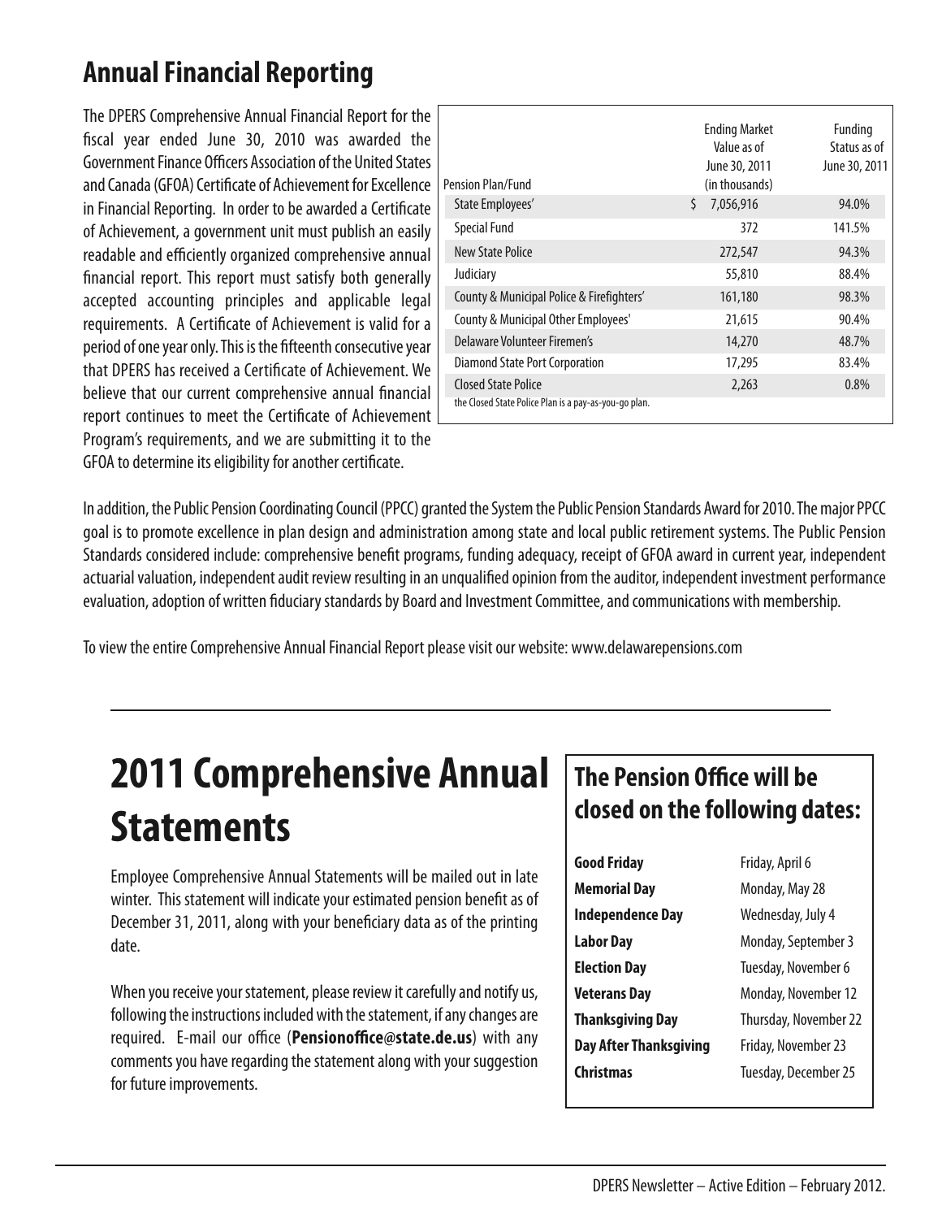## Annual Financial Reporting

The DPERS Comprehensive Annual Financial Report for the fiscal year ended June 30, 2010 was awarded the Government Finance Officers Association of the United States and Canada (GFOA) Certificate of Achievement for Excellence in Financial Reporting. In order to be awarded a Certificate of Achievement, a government unit must publish an easily readable and efficiently organized comprehensive annual financial report. This report must satisfy both generally accepted accounting principles and applicable legal requirements. A Certificate of Achievement is valid for a period of one year only. This is the fifteenth consecutive year that DPERS has received a Certificate of Achievement. We believe that our current comprehensive annual financial report continues to meet the Certificate of Achievement Program's requirements, and we are submitting it to the GFOA to determine its eligibility for another certificate.

| Pension Plan/Fund | Ending Market Value as of June 30, 2011 (in thousands) | Funding Status as of June 30, 2011 |
|---|---|---|
| State Employees' | $ 7,056,916 | 94.0% |
| Special Fund | 372 | 141.5% |
| New State Police | 272,547 | 94.3% |
| Judiciary | 55,810 | 88.4% |
| County & Municipal Police & Firefighters' | 161,180 | 98.3% |
| County & Municipal Other Employees' | 21,615 | 90.4% |
| Delaware Volunteer Firemen's | 14,270 | 48.7% |
| Diamond State Port Corporation | 17,295 | 83.4% |
| Closed State Police | 2,263 | 0.8% |

the Closed State Police Plan is a pay-as-you-go plan.

In addition, the Public Pension Coordinating Council (PPCC) granted the System the Public Pension Standards Award for 2010. The major PPCC goal is to promote excellence in plan design and administration among state and local public retirement systems. The Public Pension Standards considered include: comprehensive benefit programs, funding adequacy, receipt of GFOA award in current year, independent actuarial valuation, independent audit review resulting in an unqualified opinion from the auditor, independent investment performance evaluation, adoption of written fiduciary standards by Board and Investment Committee, and communications with membership.

To view the entire Comprehensive Annual Financial Report please visit our website: www.delawarepensions.com

---

# 2011 Comprehensive Annual Statements

Employee Comprehensive Annual Statements will be mailed out in late winter. This statement will indicate your estimated pension benefit as of December 31, 2011, along with your beneficiary data as of the printing date.

When you receive your statement, please review it carefully and notify us, following the instructions included with the statement, if any changes are required. E-mail our office (**Pensionoffice@state.de.us**) with any comments you have regarding the statement along with your suggestion for future improvements.

## The Pension Office will be closed on the following dates:

| | |
|---|---|
| **Good Friday** | Friday, April 6 |
| **Memorial Day** | Monday, May 28 |
| **Independence Day** | Wednesday, July 4 |
| **Labor Day** | Monday, September 3 |
| **Election Day** | Tuesday, November 6 |
| **Veterans Day** | Monday, November 12 |
| **Thanksgiving Day** | Thursday, November 22 |
| **Day After Thanksgiving** | Friday, November 23 |
| **Christmas** | Tuesday, December 25 |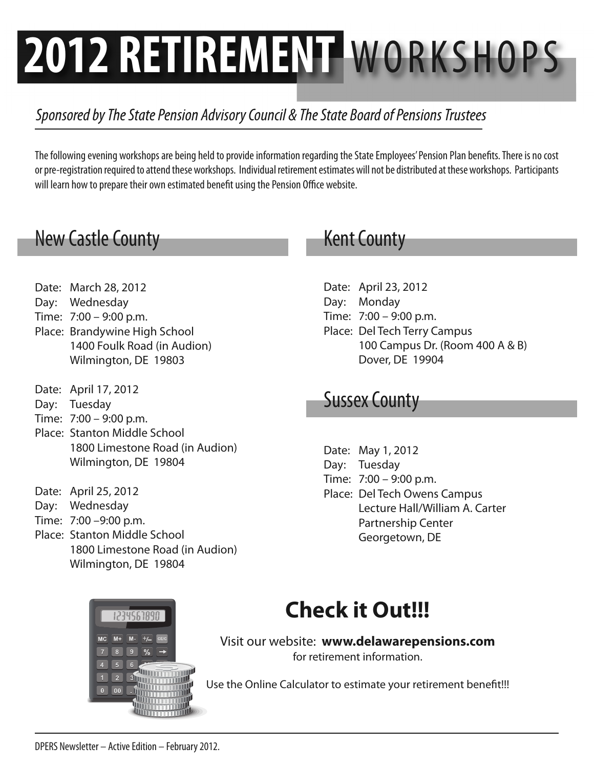# 2012 RETIREMENT WORKSHOPS

*Sponsored by The State Pension Advisory Council & The State Board of Pensions Trustees*

The following evening workshops are being held to provide information regarding the State Employees' Pension Plan benefits. There is no cost or pre-registration required to attend these workshops. Individual retirement estimates will not be distributed at these workshops. Participants will learn how to prepare their own estimated benefit using the Pension Office website.

## New Castle County

Date: March 28, 2012
Day: Wednesday
Time: 7:00 – 9:00 p.m.
Place: Brandywine High School
1400 Foulk Road (in Audion)
Wilmington, DE 19803

Date: April 17, 2012
Day: Tuesday
Time: 7:00 – 9:00 p.m.
Place: Stanton Middle School
1800 Limestone Road (in Audion)
Wilmington, DE 19804

Date: April 25, 2012
Day: Wednesday
Time: 7:00 –9:00 p.m.
Place: Stanton Middle School
1800 Limestone Road (in Audion)
Wilmington, DE 19804

## Kent County

Date: April 23, 2012
Day: Monday
Time: 7:00 – 9:00 p.m.
Place: Del Tech Terry Campus
100 Campus Dr. (Room 400 A & B)
Dover, DE 19904

## Sussex County

Date: May 1, 2012
Day: Tuesday
Time: 7:00 – 9:00 p.m.
Place: Del Tech Owens Campus
Lecture Hall/William A. Carter
Partnership Center
Georgetown, DE

## Check it Out!!!

Visit our website: **www.delawarepensions.com**
for retirement information.

Use the Online Calculator to estimate your retirement benefit!!!

DPERS Newsletter – Active Edition – February 2012.